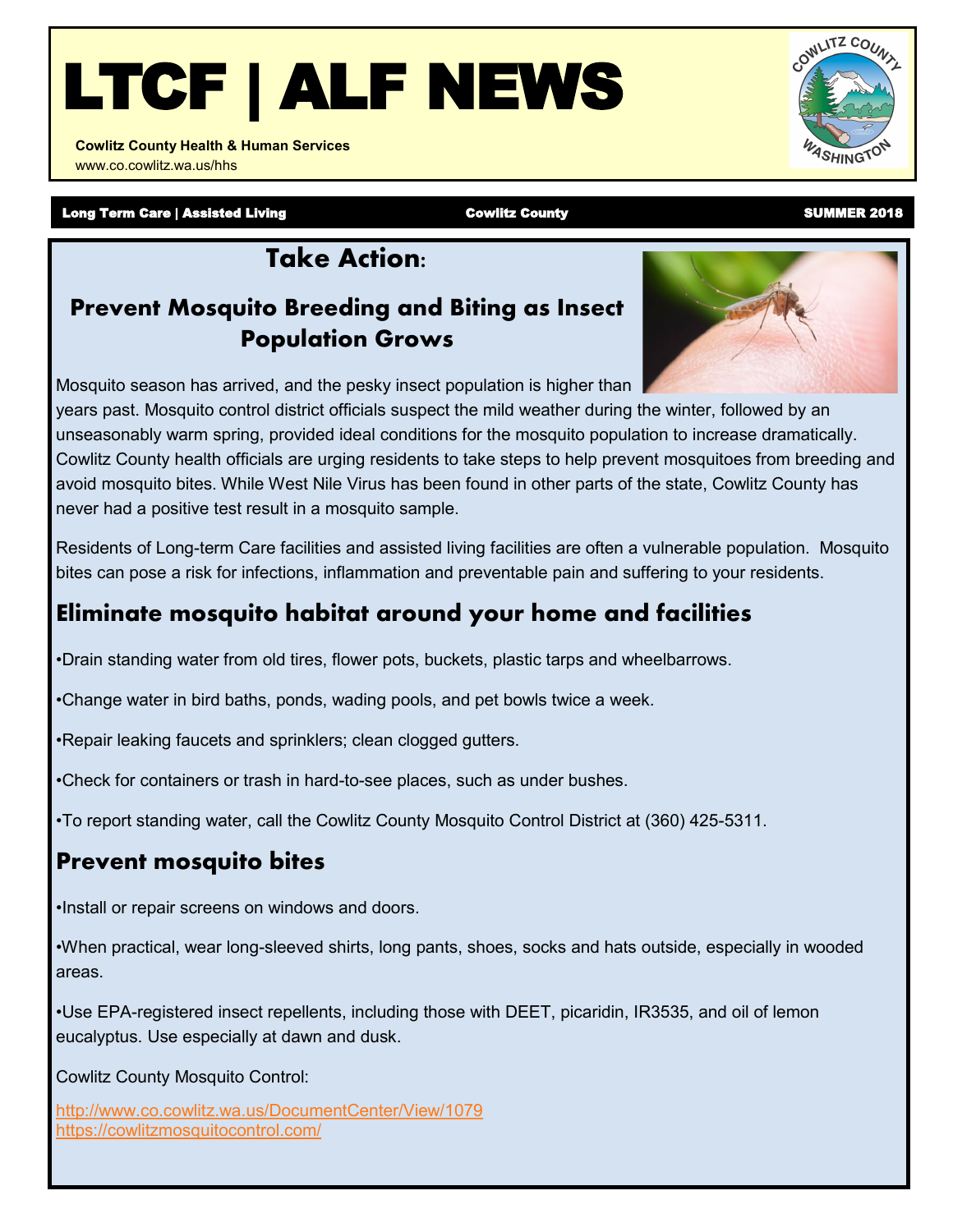# LTCF | ALF NEWS

**Cowlitz County Health & Human Services**
www.co.cowlitz.wa.us/hhs

**Long Term Care | Assisted Living** **Cowlitz County** **SUMMER 2018**

## Take Action:

### Prevent Mosquito Breeding and Biting as Insect Population Grows

Mosquito season has arrived, and the pesky insect population is higher than years past. Mosquito control district officials suspect the mild weather during the winter, followed by an unseasonably warm spring, provided ideal conditions for the mosquito population to increase dramatically. Cowlitz County health officials are urging residents to take steps to help prevent mosquitoes from breeding and avoid mosquito bites. While West Nile Virus has been found in other parts of the state, Cowlitz County has never had a positive test result in a mosquito sample.

Residents of Long-term Care facilities and assisted living facilities are often a vulnerable population. Mosquito bites can pose a risk for infections, inflammation and preventable pain and suffering to your residents.

### Eliminate mosquito habitat around your home and facilities

- Drain standing water from old tires, flower pots, buckets, plastic tarps and wheelbarrows.
- Change water in bird baths, ponds, wading pools, and pet bowls twice a week.
- Repair leaking faucets and sprinklers; clean clogged gutters.
- Check for containers or trash in hard-to-see places, such as under bushes.
- To report standing water, call the Cowlitz County Mosquito Control District at (360) 425-5311.

### Prevent mosquito bites

- Install or repair screens on windows and doors.
- When practical, wear long-sleeved shirts, long pants, shoes, socks and hats outside, especially in wooded areas.
- Use EPA-registered insect repellents, including those with DEET, picaridin, IR3535, and oil of lemon eucalyptus. Use especially at dawn and dusk.

Cowlitz County Mosquito Control:

http://www.co.cowlitz.wa.us/DocumentCenter/View/1079
https://cowlitzmosquitocontrol.com/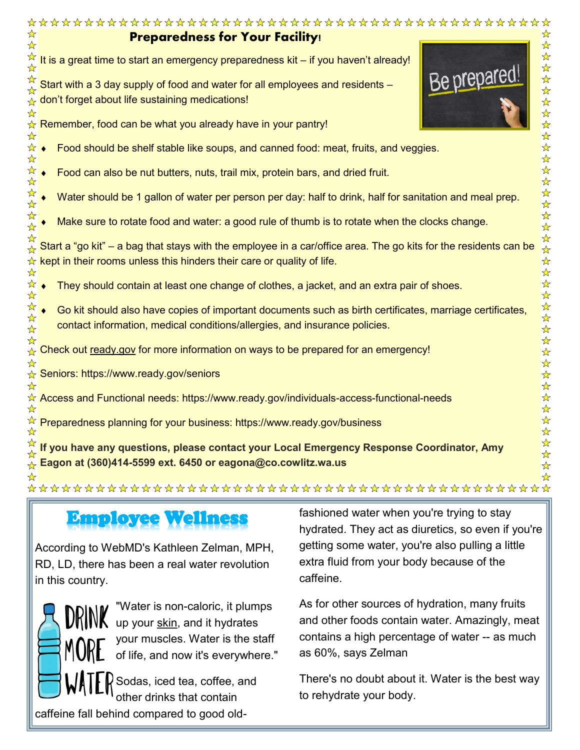## Preparedness for Your Facility!

It is a great time to start an emergency preparedness kit – if you haven't already!

Start with a 3 day supply of food and water for all employees and residents – don't forget about life sustaining medications!

Remember, food can be what you already have in your pantry!

- Food should be shelf stable like soups, and canned food: meat, fruits, and veggies.
- Food can also be nut butters, nuts, trail mix, protein bars, and dried fruit.
- Water should be 1 gallon of water per person per day: half to drink, half for sanitation and meal prep.
- Make sure to rotate food and water: a good rule of thumb is to rotate when the clocks change.

Start a "go kit" – a bag that stays with the employee in a car/office area. The go kits for the residents can be kept in their rooms unless this hinders their care or quality of life.

- They should contain at least one change of clothes, a jacket, and an extra pair of shoes.
- Go kit should also have copies of important documents such as birth certificates, marriage certificates, contact information, medical conditions/allergies, and insurance policies.

Check out ready.gov for more information on ways to be prepared for an emergency!

Seniors: https://www.ready.gov/seniors

Access and Functional needs: https://www.ready.gov/individuals-access-functional-needs

Preparedness planning for your business: https://www.ready.gov/business

**If you have any questions, please contact your Local Emergency Response Coordinator, Amy Eagon at (360)414-5599 ext. 6450 or eagona@co.cowlitz.wa.us**

## Employee Wellness

According to WebMD's Kathleen Zelman, MPH, RD, LD, there has been a real water revolution in this country.

DRINK MORE WATER

"Water is non-caloric, it plumps up your skin, and it hydrates your muscles. Water is the staff of life, and now it's everywhere."

Sodas, iced tea, coffee, and other drinks that contain caffeine fall behind compared to good old-fashioned water when you're trying to stay hydrated. They act as diuretics, so even if you're getting some water, you're also pulling a little extra fluid from your body because of the caffeine.

As for other sources of hydration, many fruits and other foods contain water. Amazingly, meat contains a high percentage of water -- as much as 60%, says Zelman

There's no doubt about it. Water is the best way to rehydrate your body.